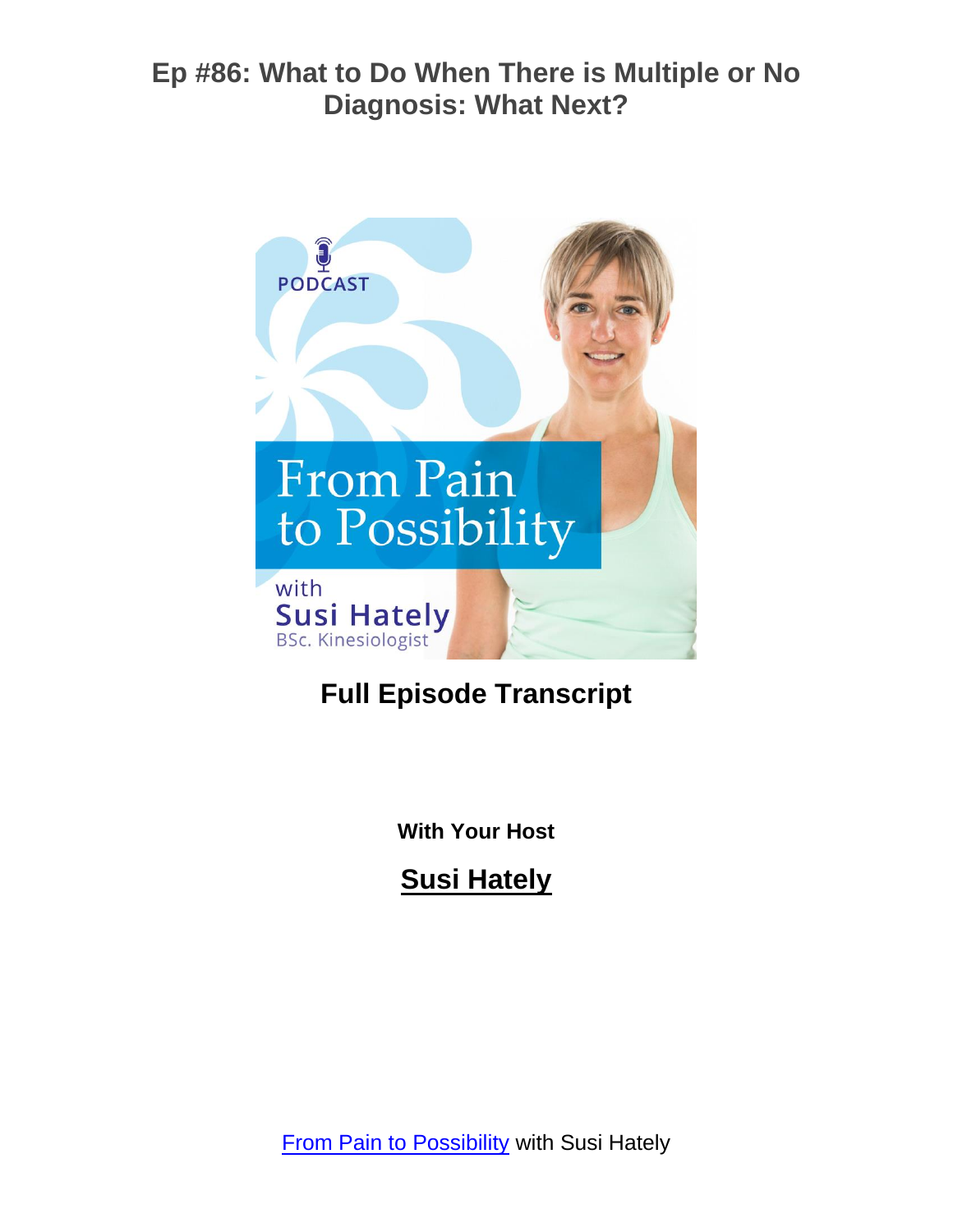# Ep #86: What to Do When There is Multiple or No Diagnosis: What Next?

**Full Episode Transcript**

**With Your Host**

**Susi Hately**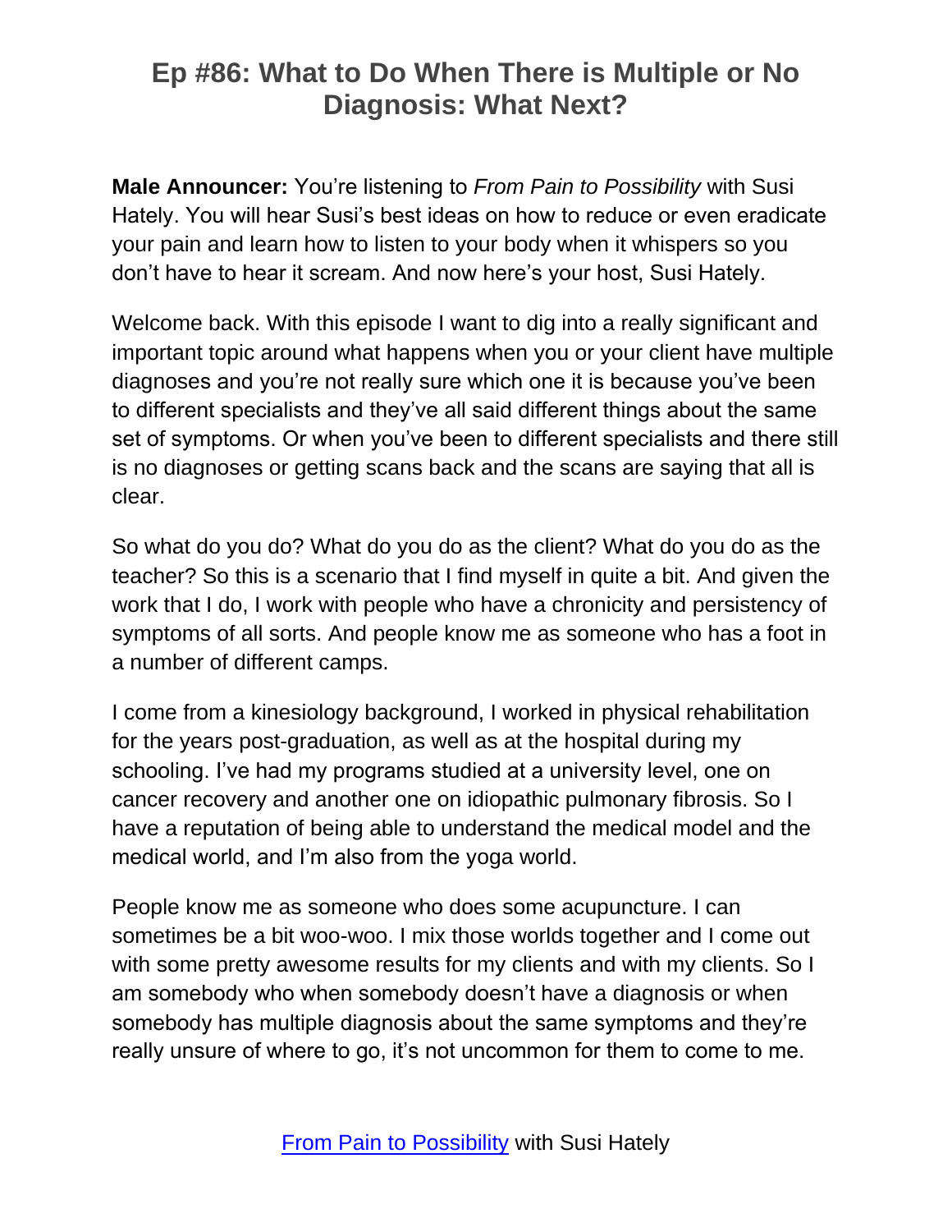# Ep #86: What to Do When There is Multiple or No Diagnosis: What Next?

**Male Announcer:** You're listening to *From Pain to Possibility* with Susi Hately. You will hear Susi's best ideas on how to reduce or even eradicate your pain and learn how to listen to your body when it whispers so you don't have to hear it scream. And now here's your host, Susi Hately.

Welcome back. With this episode I want to dig into a really significant and important topic around what happens when you or your client have multiple diagnoses and you're not really sure which one it is because you've been to different specialists and they've all said different things about the same set of symptoms. Or when you've been to different specialists and there still is no diagnoses or getting scans back and the scans are saying that all is clear.

So what do you do? What do you do as the client? What do you do as the teacher? So this is a scenario that I find myself in quite a bit. And given the work that I do, I work with people who have a chronicity and persistency of symptoms of all sorts. And people know me as someone who has a foot in a number of different camps.

I come from a kinesiology background, I worked in physical rehabilitation for the years post-graduation, as well as at the hospital during my schooling. I've had my programs studied at a university level, one on cancer recovery and another one on idiopathic pulmonary fibrosis. So I have a reputation of being able to understand the medical model and the medical world, and I'm also from the yoga world.

People know me as someone who does some acupuncture. I can sometimes be a bit woo-woo. I mix those worlds together and I come out with some pretty awesome results for my clients and with my clients. So I am somebody who when somebody doesn't have a diagnosis or when somebody has multiple diagnosis about the same symptoms and they're really unsure of where to go, it's not uncommon for them to come to me.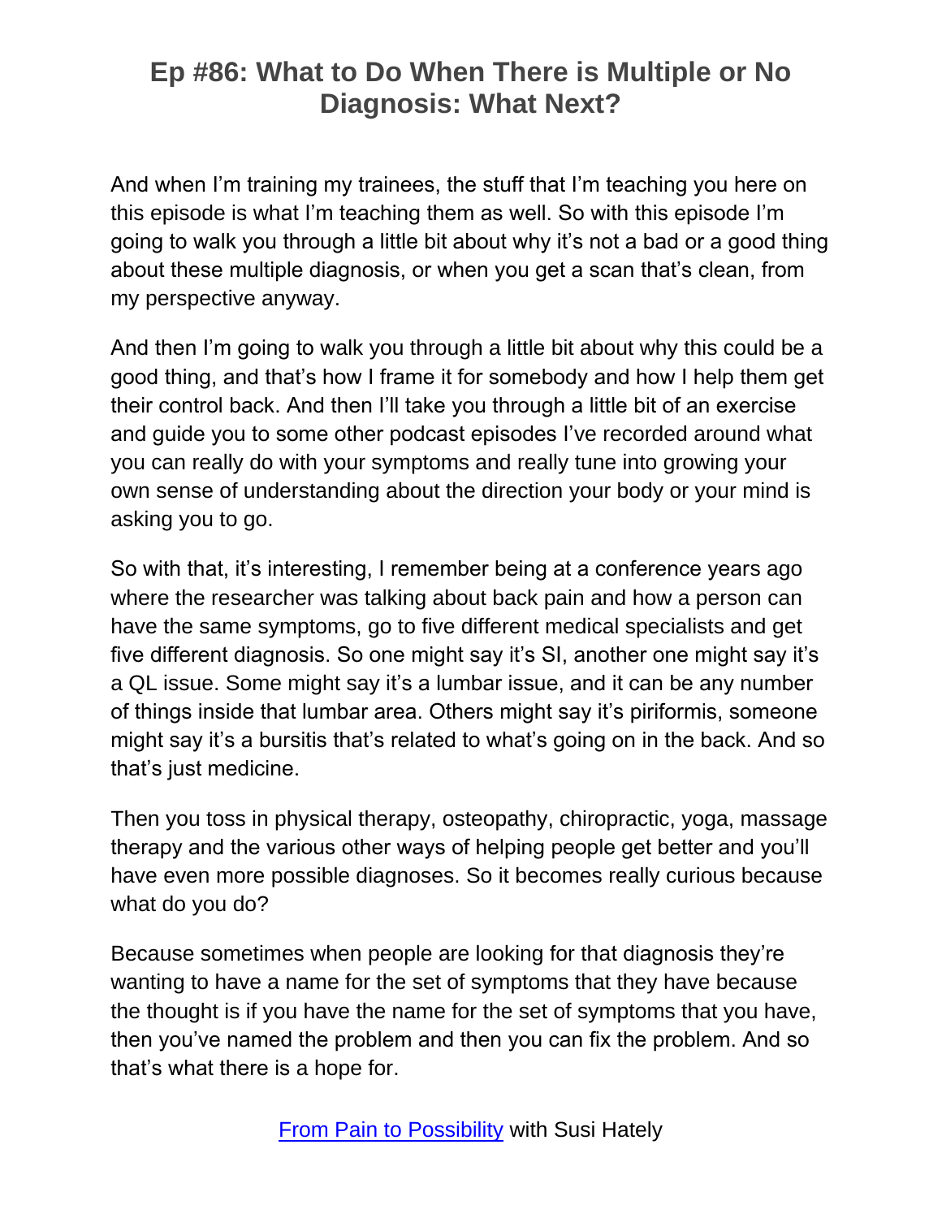And when I'm training my trainees, the stuff that I'm teaching you here on this episode is what I'm teaching them as well. So with this episode I'm going to walk you through a little bit about why it's not a bad or a good thing about these multiple diagnosis, or when you get a scan that's clean, from my perspective anyway.

And then I'm going to walk you through a little bit about why this could be a good thing, and that's how I frame it for somebody and how I help them get their control back. And then I'll take you through a little bit of an exercise and guide you to some other podcast episodes I've recorded around what you can really do with your symptoms and really tune into growing your own sense of understanding about the direction your body or your mind is asking you to go.

So with that, it's interesting, I remember being at a conference years ago where the researcher was talking about back pain and how a person can have the same symptoms, go to five different medical specialists and get five different diagnosis. So one might say it's SI, another one might say it's a QL issue. Some might say it's a lumbar issue, and it can be any number of things inside that lumbar area. Others might say it's piriformis, someone might say it's a bursitis that's related to what's going on in the back. And so that's just medicine.

Then you toss in physical therapy, osteopathy, chiropractic, yoga, massage therapy and the various other ways of helping people get better and you'll have even more possible diagnoses. So it becomes really curious because what do you do?

Because sometimes when people are looking for that diagnosis they're wanting to have a name for the set of symptoms that they have because the thought is if you have the name for the set of symptoms that you have, then you've named the problem and then you can fix the problem. And so that's what there is a hope for.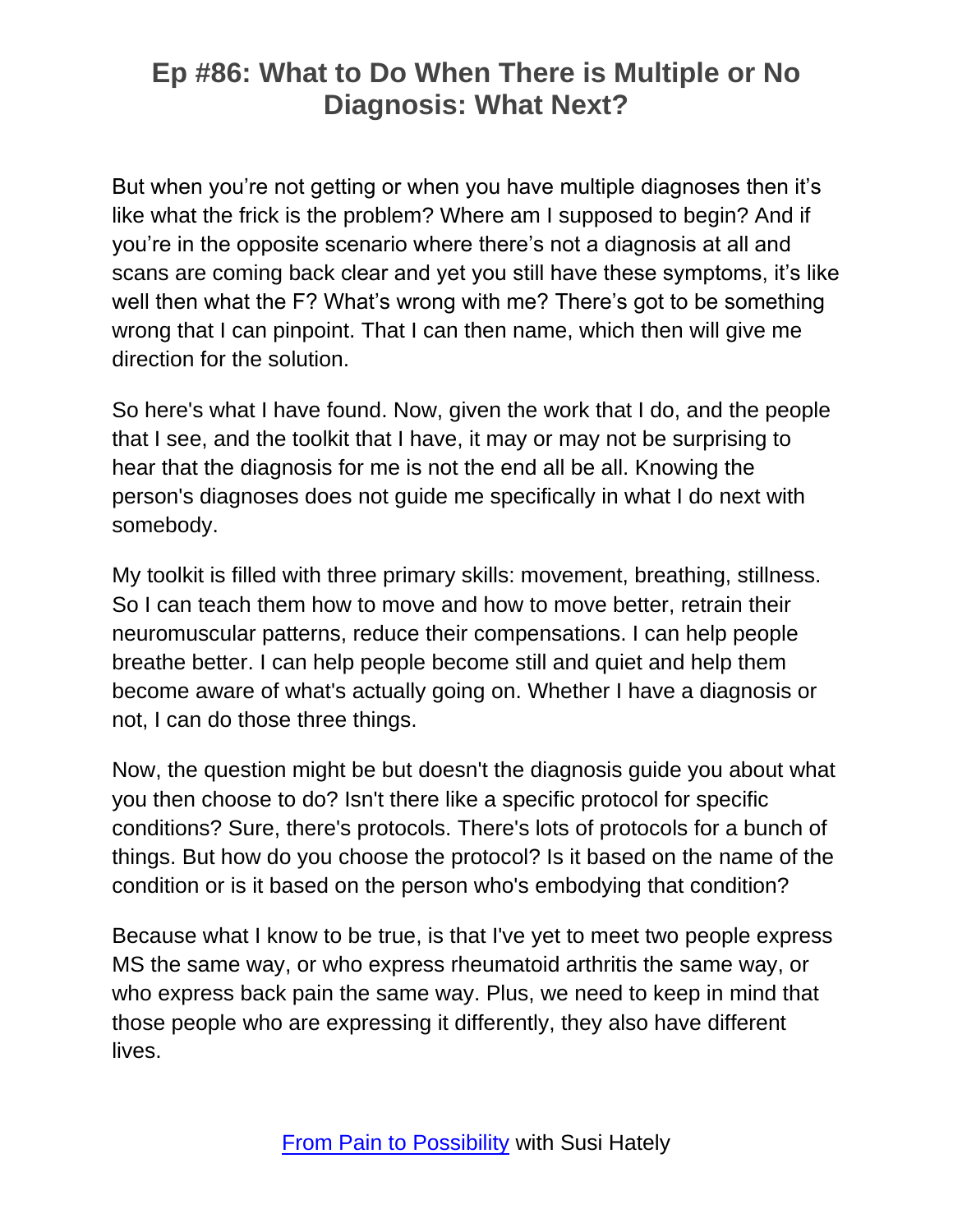But when you're not getting or when you have multiple diagnoses then it's like what the frick is the problem? Where am I supposed to begin? And if you're in the opposite scenario where there's not a diagnosis at all and scans are coming back clear and yet you still have these symptoms, it's like well then what the F? What's wrong with me? There's got to be something wrong that I can pinpoint. That I can then name, which then will give me direction for the solution.

So here's what I have found. Now, given the work that I do, and the people that I see, and the toolkit that I have, it may or may not be surprising to hear that the diagnosis for me is not the end all be all. Knowing the person's diagnoses does not guide me specifically in what I do next with somebody.

My toolkit is filled with three primary skills: movement, breathing, stillness. So I can teach them how to move and how to move better, retrain their neuromuscular patterns, reduce their compensations. I can help people breathe better. I can help people become still and quiet and help them become aware of what's actually going on. Whether I have a diagnosis or not, I can do those three things.

Now, the question might be but doesn't the diagnosis guide you about what you then choose to do? Isn't there like a specific protocol for specific conditions? Sure, there's protocols. There's lots of protocols for a bunch of things. But how do you choose the protocol? Is it based on the name of the condition or is it based on the person who's embodying that condition?

Because what I know to be true, is that I've yet to meet two people express MS the same way, or who express rheumatoid arthritis the same way, or who express back pain the same way. Plus, we need to keep in mind that those people who are expressing it differently, they also have different lives.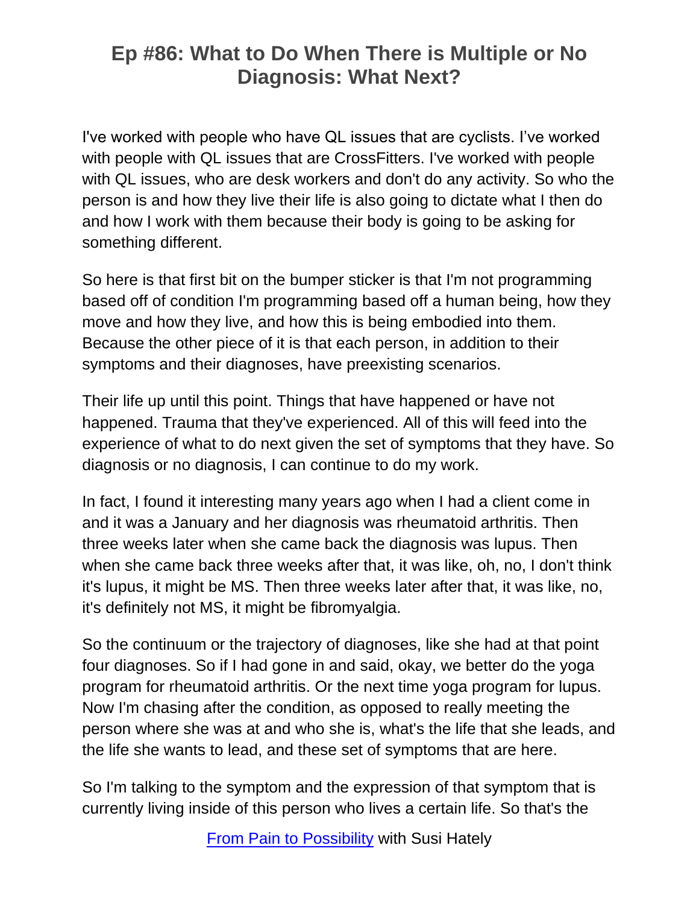I've worked with people who have QL issues that are cyclists. I've worked with people with QL issues that are CrossFitters. I've worked with people with QL issues, who are desk workers and don't do any activity. So who the person is and how they live their life is also going to dictate what I then do and how I work with them because their body is going to be asking for something different.

So here is that first bit on the bumper sticker is that I'm not programming based off of condition I'm programming based off a human being, how they move and how they live, and how this is being embodied into them. Because the other piece of it is that each person, in addition to their symptoms and their diagnoses, have preexisting scenarios.

Their life up until this point. Things that have happened or have not happened. Trauma that they've experienced. All of this will feed into the experience of what to do next given the set of symptoms that they have. So diagnosis or no diagnosis, I can continue to do my work.

In fact, I found it interesting many years ago when I had a client come in and it was a January and her diagnosis was rheumatoid arthritis. Then three weeks later when she came back the diagnosis was lupus. Then when she came back three weeks after that, it was like, oh, no, I don't think it's lupus, it might be MS. Then three weeks later after that, it was like, no, it's definitely not MS, it might be fibromyalgia.

So the continuum or the trajectory of diagnoses, like she had at that point four diagnoses. So if I had gone in and said, okay, we better do the yoga program for rheumatoid arthritis. Or the next time yoga program for lupus. Now I'm chasing after the condition, as opposed to really meeting the person where she was at and who she is, what's the life that she leads, and the life she wants to lead, and these set of symptoms that are here.

So I'm talking to the symptom and the expression of that symptom that is currently living inside of this person who lives a certain life. So that's the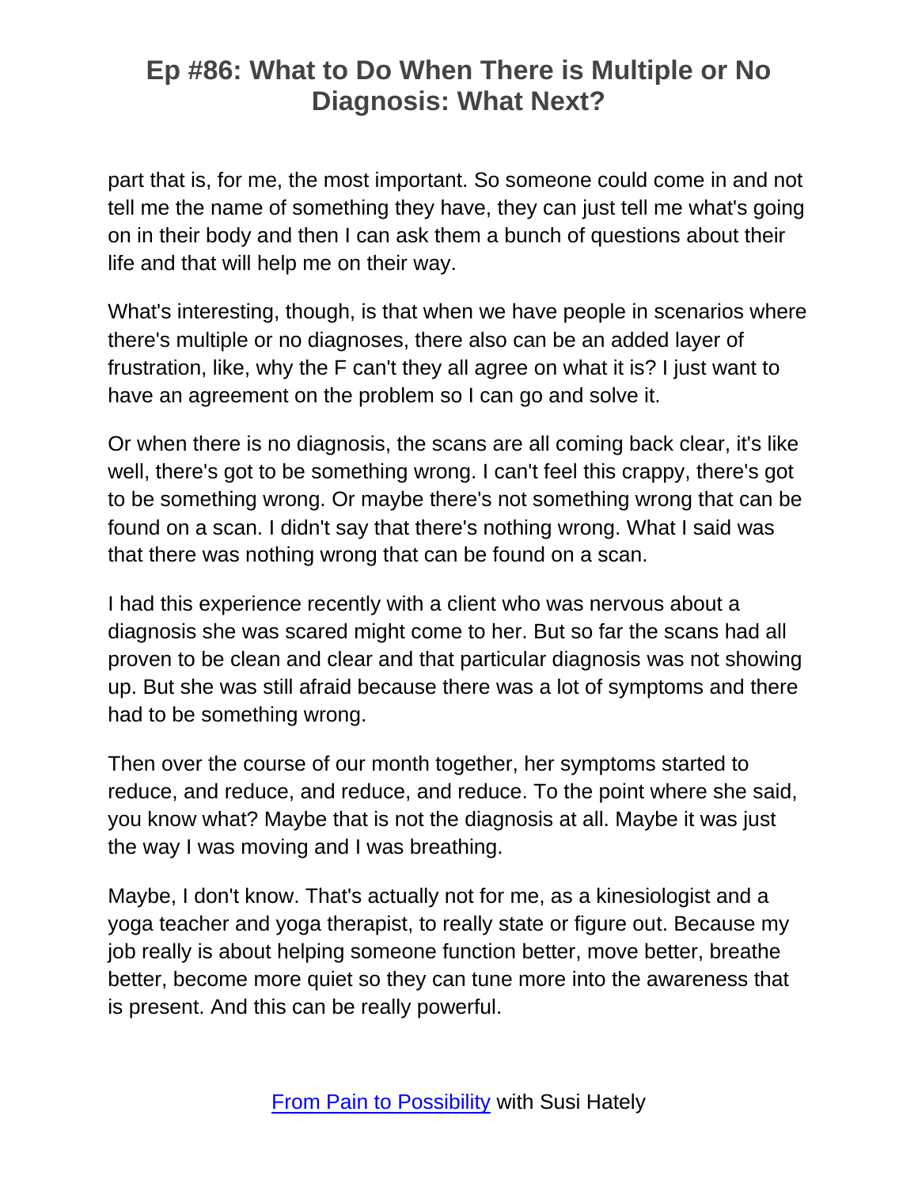part that is, for me, the most important. So someone could come in and not tell me the name of something they have, they can just tell me what's going on in their body and then I can ask them a bunch of questions about their life and that will help me on their way.

What's interesting, though, is that when we have people in scenarios where there's multiple or no diagnoses, there also can be an added layer of frustration, like, why the F can't they all agree on what it is? I just want to have an agreement on the problem so I can go and solve it.

Or when there is no diagnosis, the scans are all coming back clear, it's like well, there's got to be something wrong. I can't feel this crappy, there's got to be something wrong. Or maybe there's not something wrong that can be found on a scan. I didn't say that there's nothing wrong. What I said was that there was nothing wrong that can be found on a scan.

I had this experience recently with a client who was nervous about a diagnosis she was scared might come to her. But so far the scans had all proven to be clean and clear and that particular diagnosis was not showing up. But she was still afraid because there was a lot of symptoms and there had to be something wrong.

Then over the course of our month together, her symptoms started to reduce, and reduce, and reduce, and reduce. To the point where she said, you know what? Maybe that is not the diagnosis at all. Maybe it was just the way I was moving and I was breathing.

Maybe, I don't know. That's actually not for me, as a kinesiologist and a yoga teacher and yoga therapist, to really state or figure out. Because my job really is about helping someone function better, move better, breathe better, become more quiet so they can tune more into the awareness that is present. And this can be really powerful.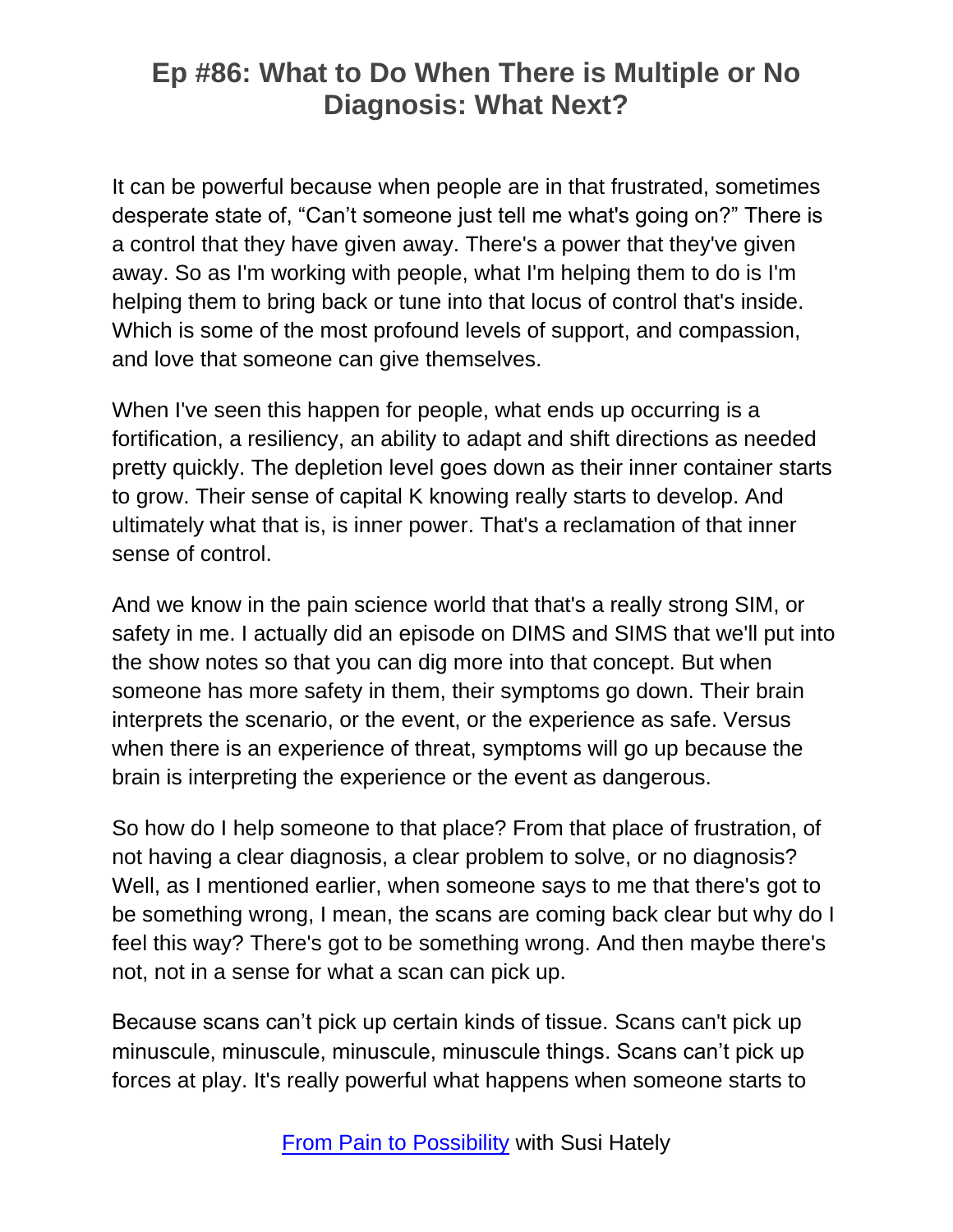It can be powerful because when people are in that frustrated, sometimes desperate state of, “Can’t someone just tell me what's going on?” There is a control that they have given away. There's a power that they've given away. So as I'm working with people, what I'm helping them to do is I'm helping them to bring back or tune into that locus of control that's inside. Which is some of the most profound levels of support, and compassion, and love that someone can give themselves.

When I've seen this happen for people, what ends up occurring is a fortification, a resiliency, an ability to adapt and shift directions as needed pretty quickly. The depletion level goes down as their inner container starts to grow. Their sense of capital K knowing really starts to develop. And ultimately what that is, is inner power. That's a reclamation of that inner sense of control.

And we know in the pain science world that that's a really strong SIM, or safety in me. I actually did an episode on DIMS and SIMS that we'll put into the show notes so that you can dig more into that concept. But when someone has more safety in them, their symptoms go down. Their brain interprets the scenario, or the event, or the experience as safe. Versus when there is an experience of threat, symptoms will go up because the brain is interpreting the experience or the event as dangerous.

So how do I help someone to that place? From that place of frustration, of not having a clear diagnosis, a clear problem to solve, or no diagnosis? Well, as I mentioned earlier, when someone says to me that there's got to be something wrong, I mean, the scans are coming back clear but why do I feel this way? There's got to be something wrong. And then maybe there's not, not in a sense for what a scan can pick up.

Because scans can’t pick up certain kinds of tissue. Scans can't pick up minuscule, minuscule, minuscule, minuscule things. Scans can’t pick up forces at play. It's really powerful what happens when someone starts to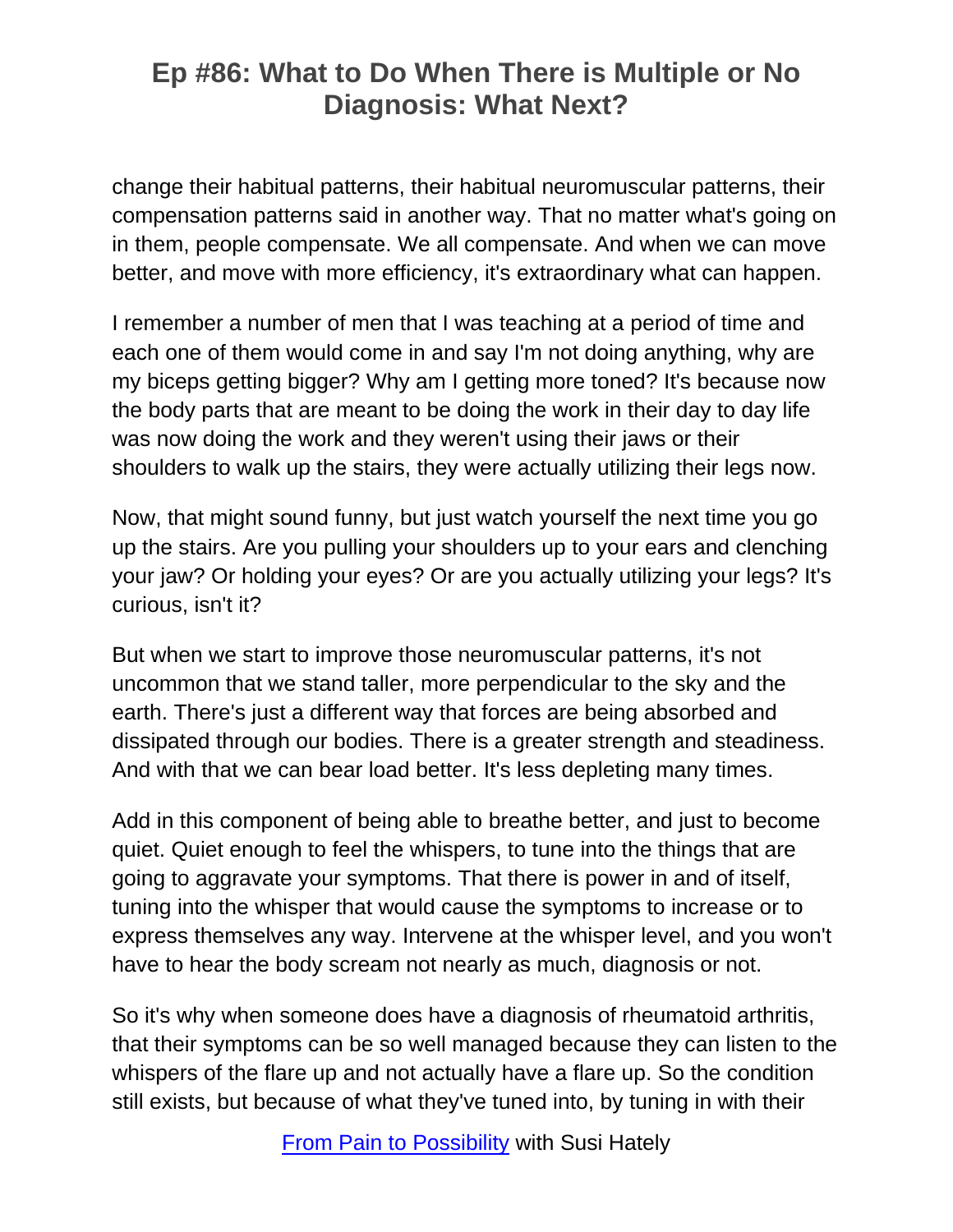change their habitual patterns, their habitual neuromuscular patterns, their compensation patterns said in another way. That no matter what's going on in them, people compensate. We all compensate. And when we can move better, and move with more efficiency, it's extraordinary what can happen.

I remember a number of men that I was teaching at a period of time and each one of them would come in and say I'm not doing anything, why are my biceps getting bigger? Why am I getting more toned? It's because now the body parts that are meant to be doing the work in their day to day life was now doing the work and they weren't using their jaws or their shoulders to walk up the stairs, they were actually utilizing their legs now.

Now, that might sound funny, but just watch yourself the next time you go up the stairs. Are you pulling your shoulders up to your ears and clenching your jaw? Or holding your eyes? Or are you actually utilizing your legs? It's curious, isn't it?

But when we start to improve those neuromuscular patterns, it's not uncommon that we stand taller, more perpendicular to the sky and the earth. There's just a different way that forces are being absorbed and dissipated through our bodies. There is a greater strength and steadiness. And with that we can bear load better. It's less depleting many times.

Add in this component of being able to breathe better, and just to become quiet. Quiet enough to feel the whispers, to tune into the things that are going to aggravate your symptoms. That there is power in and of itself, tuning into the whisper that would cause the symptoms to increase or to express themselves any way. Intervene at the whisper level, and you won't have to hear the body scream not nearly as much, diagnosis or not.

So it's why when someone does have a diagnosis of rheumatoid arthritis, that their symptoms can be so well managed because they can listen to the whispers of the flare up and not actually have a flare up. So the condition still exists, but because of what they've tuned into, by tuning in with their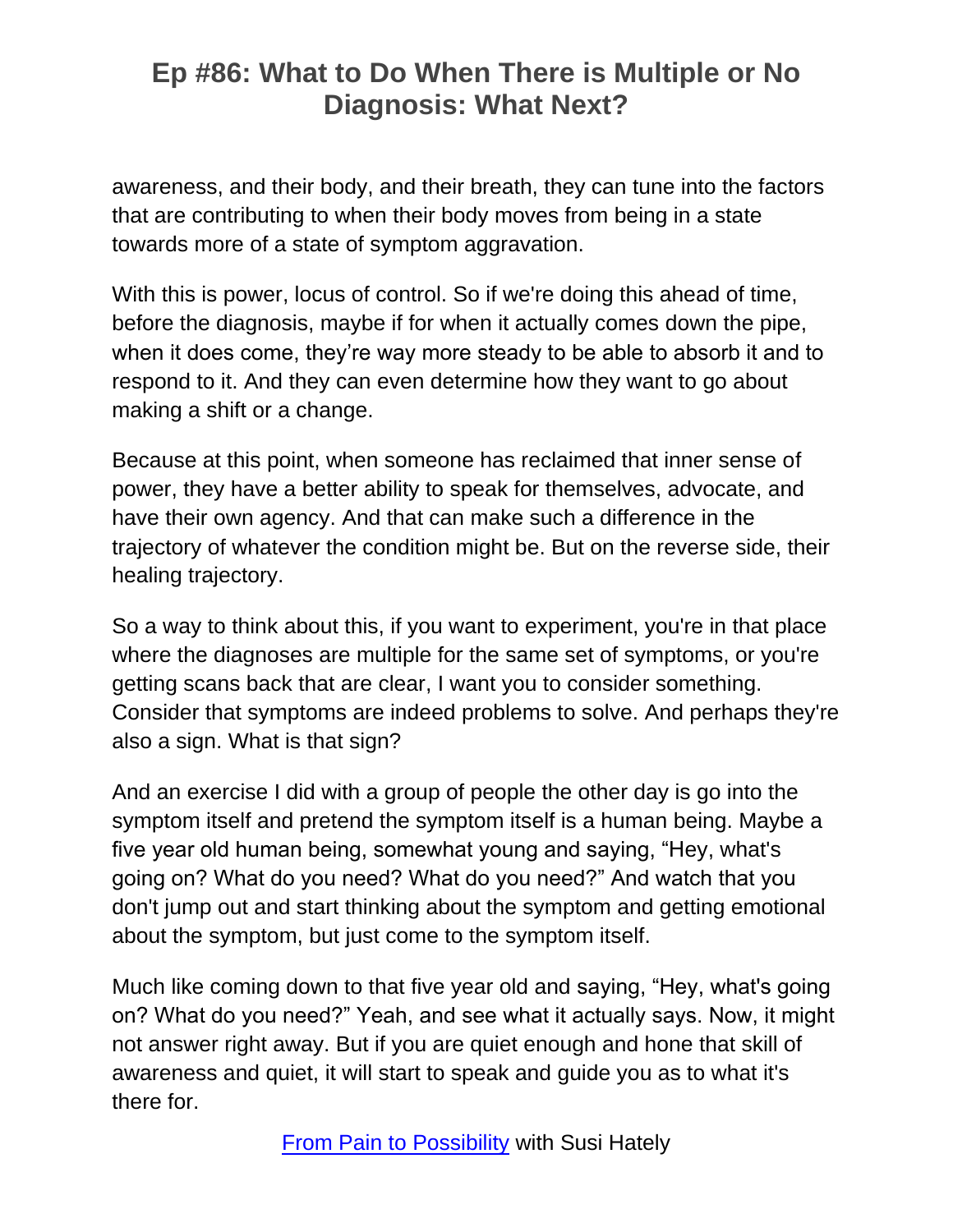awareness, and their body, and their breath, they can tune into the factors that are contributing to when their body moves from being in a state towards more of a state of symptom aggravation.

With this is power, locus of control. So if we're doing this ahead of time, before the diagnosis, maybe if for when it actually comes down the pipe, when it does come, they're way more steady to be able to absorb it and to respond to it. And they can even determine how they want to go about making a shift or a change.

Because at this point, when someone has reclaimed that inner sense of power, they have a better ability to speak for themselves, advocate, and have their own agency. And that can make such a difference in the trajectory of whatever the condition might be. But on the reverse side, their healing trajectory.

So a way to think about this, if you want to experiment, you're in that place where the diagnoses are multiple for the same set of symptoms, or you're getting scans back that are clear, I want you to consider something. Consider that symptoms are indeed problems to solve. And perhaps they're also a sign. What is that sign?

And an exercise I did with a group of people the other day is go into the symptom itself and pretend the symptom itself is a human being. Maybe a five year old human being, somewhat young and saying, "Hey, what's going on? What do you need? What do you need?" And watch that you don't jump out and start thinking about the symptom and getting emotional about the symptom, but just come to the symptom itself.

Much like coming down to that five year old and saying, "Hey, what's going on? What do you need?" Yeah, and see what it actually says. Now, it might not answer right away. But if you are quiet enough and hone that skill of awareness and quiet, it will start to speak and guide you as to what it's there for.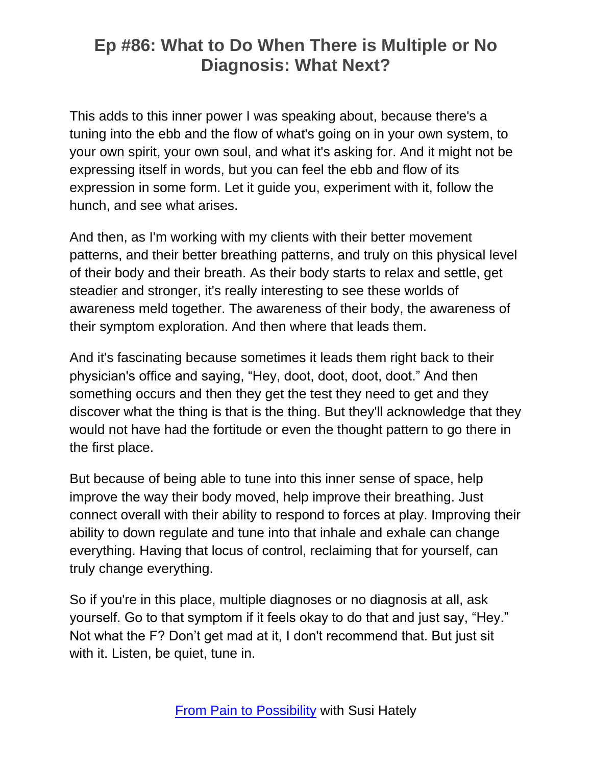This adds to this inner power I was speaking about, because there's a tuning into the ebb and the flow of what's going on in your own system, to your own spirit, your own soul, and what it's asking for. And it might not be expressing itself in words, but you can feel the ebb and flow of its expression in some form. Let it guide you, experiment with it, follow the hunch, and see what arises.

And then, as I'm working with my clients with their better movement patterns, and their better breathing patterns, and truly on this physical level of their body and their breath. As their body starts to relax and settle, get steadier and stronger, it's really interesting to see these worlds of awareness meld together. The awareness of their body, the awareness of their symptom exploration. And then where that leads them.

And it's fascinating because sometimes it leads them right back to their physician's office and saying, "Hey, doot, doot, doot, doot." And then something occurs and then they get the test they need to get and they discover what the thing is that is the thing. But they'll acknowledge that they would not have had the fortitude or even the thought pattern to go there in the first place.

But because of being able to tune into this inner sense of space, help improve the way their body moved, help improve their breathing. Just connect overall with their ability to respond to forces at play. Improving their ability to down regulate and tune into that inhale and exhale can change everything. Having that locus of control, reclaiming that for yourself, can truly change everything.

So if you're in this place, multiple diagnoses or no diagnosis at all, ask yourself. Go to that symptom if it feels okay to do that and just say, "Hey." Not what the F? Don't get mad at it, I don't recommend that. But just sit with it. Listen, be quiet, tune in.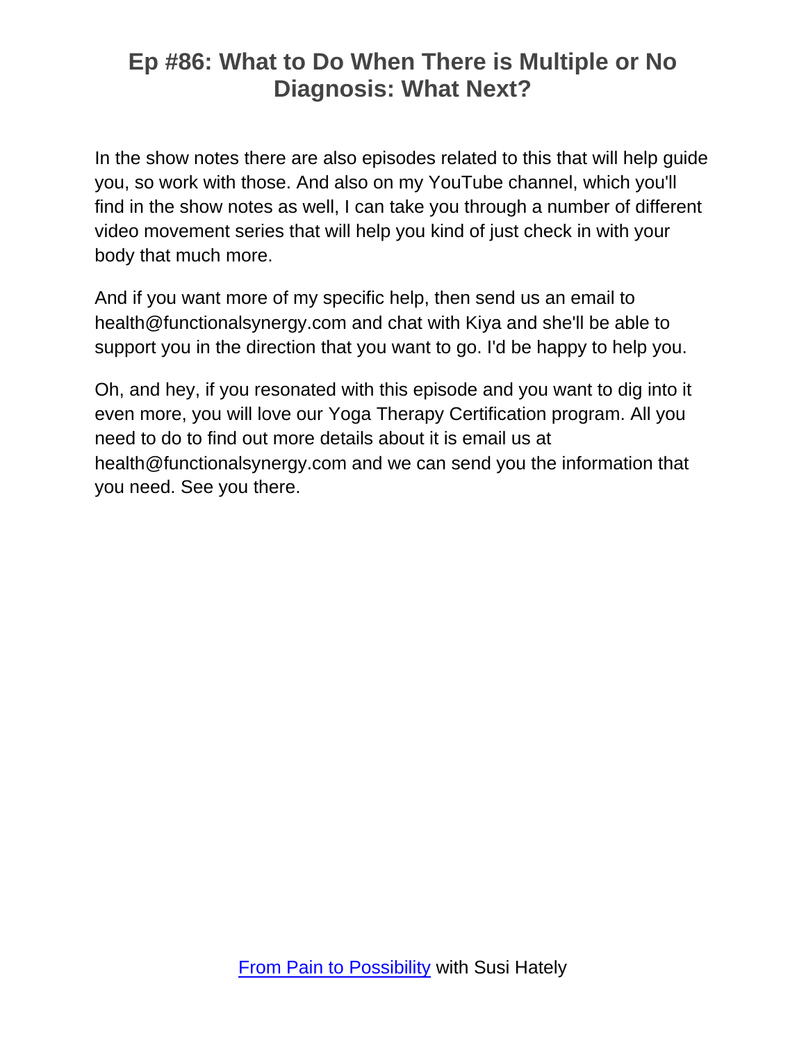In the show notes there are also episodes related to this that will help guide you, so work with those. And also on my YouTube channel, which you'll find in the show notes as well, I can take you through a number of different video movement series that will help you kind of just check in with your body that much more.

And if you want more of my specific help, then send us an email to health@functionalsynergy.com and chat with Kiya and she'll be able to support you in the direction that you want to go. I'd be happy to help you.

Oh, and hey, if you resonated with this episode and you want to dig into it even more, you will love our Yoga Therapy Certification program. All you need to do to find out more details about it is email us at health@functionalsynergy.com and we can send you the information that you need. See you there.